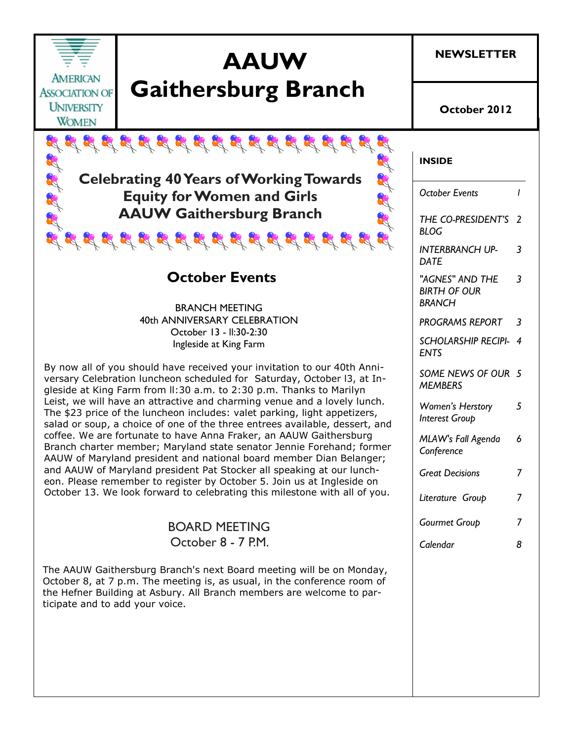AMERICAN ASSOCIATION OF UNIVERSITY WOMEN

# AAUW Gaithersburg Branch

**NEWSLETTER**

**October 2012**

**Celebrating 40 Years of Working Towards Equity for Women and Girls AAUW Gaithersburg Branch**

**INSIDE**

| | |
|---|---|
| *October Events* | *1* |
| *THE CO-PRESIDENT'S BLOG* | *2* |
| *INTERBRANCH UP-DATE* | *3* |
| *"AGNES" AND THE BIRTH OF OUR BRANCH* | *3* |
| *PROGRAMS REPORT* | *3* |
| *SCHOLARSHIP RECIPI-ENTS* | *4* |
| *SOME NEWS OF OUR MEMBERS* | *5* |
| *Women's Herstory Interest Group* | *5* |
| *MLAW's Fall Agenda Conference* | *6* |
| *Great Decisions* | *7* |
| *Literature Group* | *7* |
| *Gourmet Group* | *7* |
| *Calendar* | *8* |

## October Events

BRANCH MEETING
40th ANNIVERSARY CELEBRATION
October 13 - ll:30-2:30
Ingleside at King Farm

By now all of you should have received your invitation to our 40th Anniversary Celebration luncheon scheduled for Saturday, October l3, at Ingleside at King Farm from ll:30 a.m. to 2:30 p.m. Thanks to Marilyn Leist, we will have an attractive and charming venue and a lovely lunch. The $23 price of the luncheon includes: valet parking, light appetizers, salad or soup, a choice of one of the three entrees available, dessert, and coffee. We are fortunate to have Anna Fraker, an AAUW Gaithersburg Branch charter member; Maryland state senator Jennie Forehand; former AAUW of Maryland president and national board member Dian Belanger; and AAUW of Maryland president Pat Stocker all speaking at our luncheon. Please remember to register by October 5. Join us at Ingleside on October 13. We look forward to celebrating this milestone with all of you.

BOARD MEETING
October 8 - 7 P.M.

The AAUW Gaithersburg Branch's next Board meeting will be on Monday, October 8, at 7 p.m. The meeting is, as usual, in the conference room of the Hefner Building at Asbury. All Branch members are welcome to participate and to add your voice.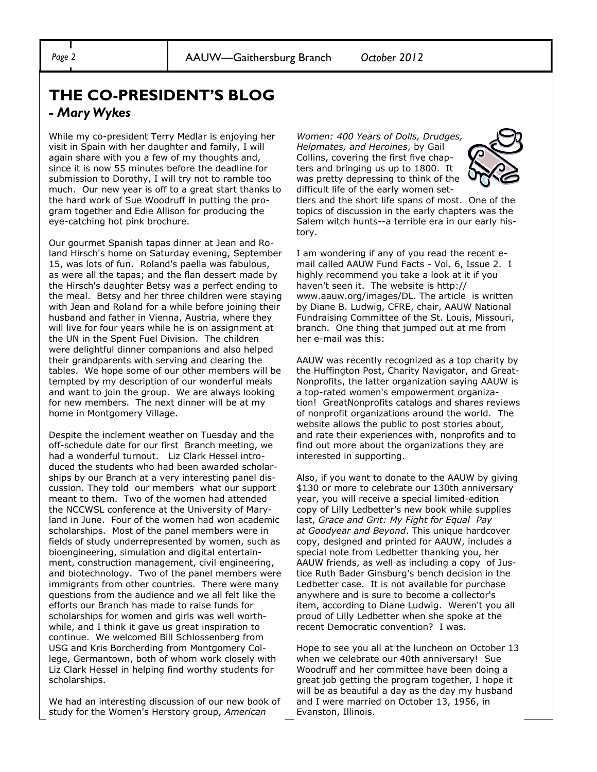# THE CO-PRESIDENT'S BLOG

### *- Mary Wykes*

While my co-president Terry Medlar is enjoying her visit in Spain with her daughter and family, I will again share with you a few of my thoughts and, since it is now 55 minutes before the deadline for submission to Dorothy, I will try not to ramble too much. Our new year is off to a great start thanks to the hard work of Sue Woodruff in putting the program together and Edie Allison for producing the eye-catching hot pink brochure.

Our gourmet Spanish tapas dinner at Jean and Roland Hirsch's home on Saturday evening, September 15, was lots of fun. Roland's paella was fabulous, as were all the tapas; and the flan dessert made by the Hirsch's daughter Betsy was a perfect ending to the meal. Betsy and her three children were staying with Jean and Roland for a while before joining their husband and father in Vienna, Austria, where they will live for four years while he is on assignment at the UN in the Spent Fuel Division. The children were delightful dinner companions and also helped their grandparents with serving and clearing the tables. We hope some of our other members will be tempted by my description of our wonderful meals and want to join the group. We are always looking for new members. The next dinner will be at my home in Montgomery Village.

Despite the inclement weather on Tuesday and the off-schedule date for our first Branch meeting, we had a wonderful turnout. Liz Clark Hessel introduced the students who had been awarded scholarships by our Branch at a very interesting panel discussion. They told our members what our support meant to them. Two of the women had attended the NCCWSL conference at the University of Maryland in June. Four of the women had won academic scholarships. Most of the panel members were in fields of study underrepresented by women, such as bioengineering, simulation and digital entertainment, construction management, civil engineering, and biotechnology. Two of the panel members were immigrants from other countries. There were many questions from the audience and we all felt like the efforts our Branch has made to raise funds for scholarships for women and girls was well worthwhile, and I think it gave us great inspiration to continue. We welcomed Bill Schlossenberg from USG and Kris Borcherding from Montgomery College, Germantown, both of whom work closely with Liz Clark Hessel in helping find worthy students for scholarships.

We had an interesting discussion of our new book of study for the Women's Herstory group, *American Women: 400 Years of Dolls, Drudges, Helpmates, and Heroines*, by Gail Collins, covering the first five chapters and bringing us up to 1800. It was pretty depressing to think of the difficult life of the early women settlers and the short life spans of most. One of the topics of discussion in the early chapters was the Salem witch hunts--a terrible era in our early history.

I am wondering if any of you read the recent e-mail called AAUW Fund Facts - Vol. 6, Issue 2. I highly recommend you take a look at it if you haven't seen it. The website is http://www.aauw.org/images/DL. The article is written by Diane B. Ludwig, CFRE, chair, AAUW National Fundraising Committee of the St. Louis, Missouri, branch. One thing that jumped out at me from her e-mail was this:

AAUW was recently recognized as a top charity by the Huffington Post, Charity Navigator, and GreatNonprofits, the latter organization saying AAUW is a top-rated women's empowerment organization! GreatNonprofits catalogs and shares reviews of nonprofit organizations around the world. The website allows the public to post stories about, and rate their experiences with, nonprofits and to find out more about the organizations they are interested in supporting.

Also, if you want to donate to the AAUW by giving $130 or more to celebrate our 130th anniversary year, you will receive a special limited-edition copy of Lilly Ledbetter's new book while supplies last, *Grace and Grit: My Fight for Equal Pay at Goodyear and Beyond*. This unique hardcover copy, designed and printed for AAUW, includes a special note from Ledbetter thanking you, her AAUW friends, as well as including a copy of Justice Ruth Bader Ginsburg's bench decision in the Ledbetter case. It is not available for purchase anywhere and is sure to become a collector's item, according to Diane Ludwig. Weren't you all proud of Lilly Ledbetter when she spoke at the recent Democratic convention? I was.

Hope to see you all at the luncheon on October 13 when we celebrate our 40th anniversary! Sue Woodruff and her committee have been doing a great job getting the program together, I hope it will be as beautiful a day as the day my husband and I were married on October 13, 1956, in Evanston, Illinois.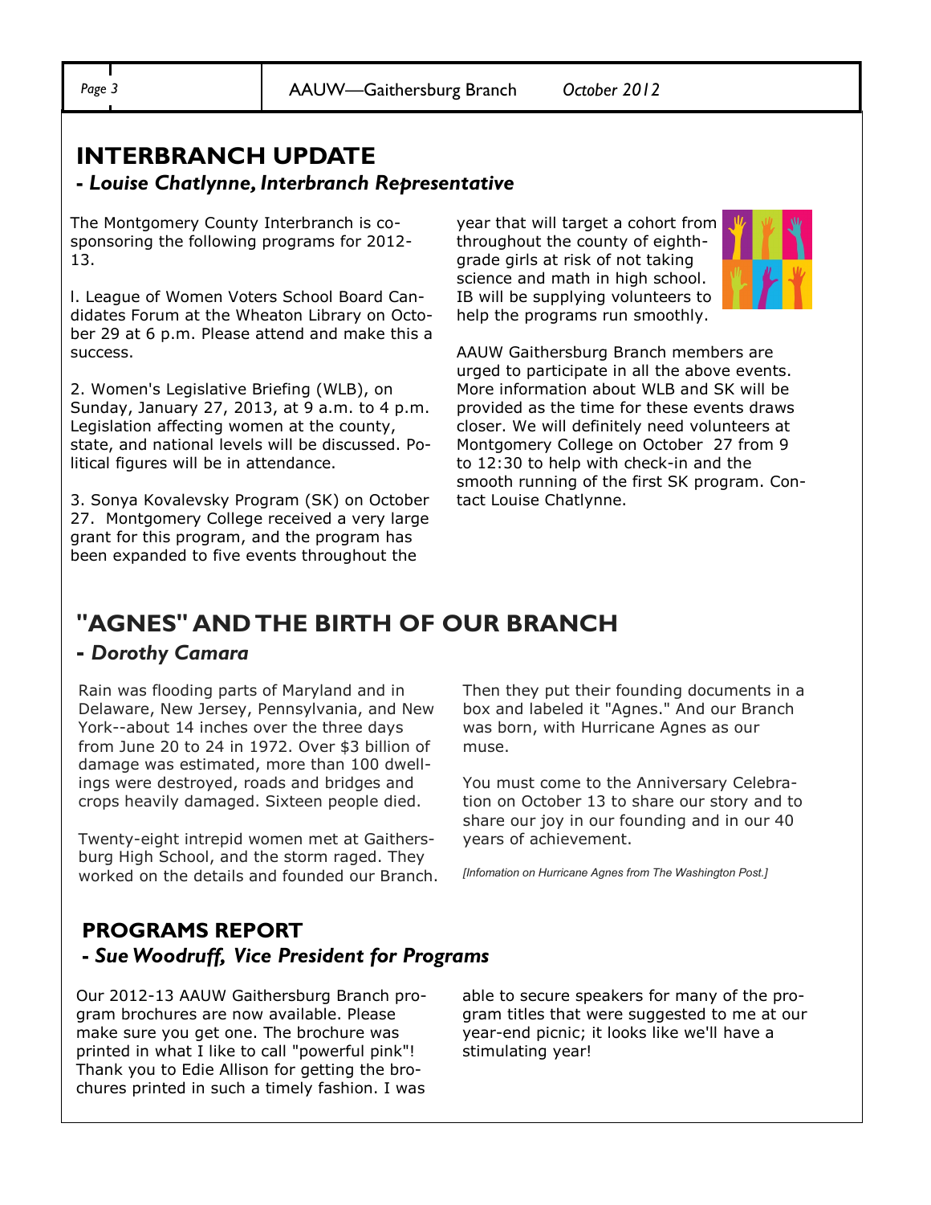## INTERBRANCH UPDATE

### *- Louise Chatlynne, Interbranch Representative*

The Montgomery County Interbranch is co-sponsoring the following programs for 2012-13.

l. League of Women Voters School Board Candidates Forum at the Wheaton Library on October 29 at 6 p.m. Please attend and make this a success.

2. Women's Legislative Briefing (WLB), on Sunday, January 27, 2013, at 9 a.m. to 4 p.m. Legislation affecting women at the county, state, and national levels will be discussed. Political figures will be in attendance.

3. Sonya Kovalevsky Program (SK) on October 27. Montgomery College received a very large grant for this program, and the program has been expanded to five events throughout the year that will target a cohort from throughout the county of eighth-grade girls at risk of not taking science and math in high school. IB will be supplying volunteers to help the programs run smoothly.

AAUW Gaithersburg Branch members are urged to participate in all the above events. More information about WLB and SK will be provided as the time for these events draws closer. We will definitely need volunteers at Montgomery College on October 27 from 9 to 12:30 to help with check-in and the smooth running of the first SK program. Contact Louise Chatlynne.

## "AGNES" AND THE BIRTH OF OUR BRANCH

### *- Dorothy Camara*

Rain was flooding parts of Maryland and in Delaware, New Jersey, Pennsylvania, and New York--about 14 inches over the three days from June 20 to 24 in 1972. Over $3 billion of damage was estimated, more than 100 dwellings were destroyed, roads and bridges and crops heavily damaged. Sixteen people died.

Twenty-eight intrepid women met at Gaithersburg High School, and the storm raged. They worked on the details and founded our Branch. Then they put their founding documents in a box and labeled it "Agnes." And our Branch was born, with Hurricane Agnes as our muse.

You must come to the Anniversary Celebration on October 13 to share our story and to share our joy in our founding and in our 40 years of achievement.

*[Infomation on Hurricane Agnes from The Washington Post.]*

## PROGRAMS REPORT

### *- Sue Woodruff, Vice President for Programs*

Our 2012-13 AAUW Gaithersburg Branch program brochures are now available. Please make sure you get one. The brochure was printed in what I like to call "powerful pink"! Thank you to Edie Allison for getting the brochures printed in such a timely fashion. I was able to secure speakers for many of the program titles that were suggested to me at our year-end picnic; it looks like we'll have a stimulating year!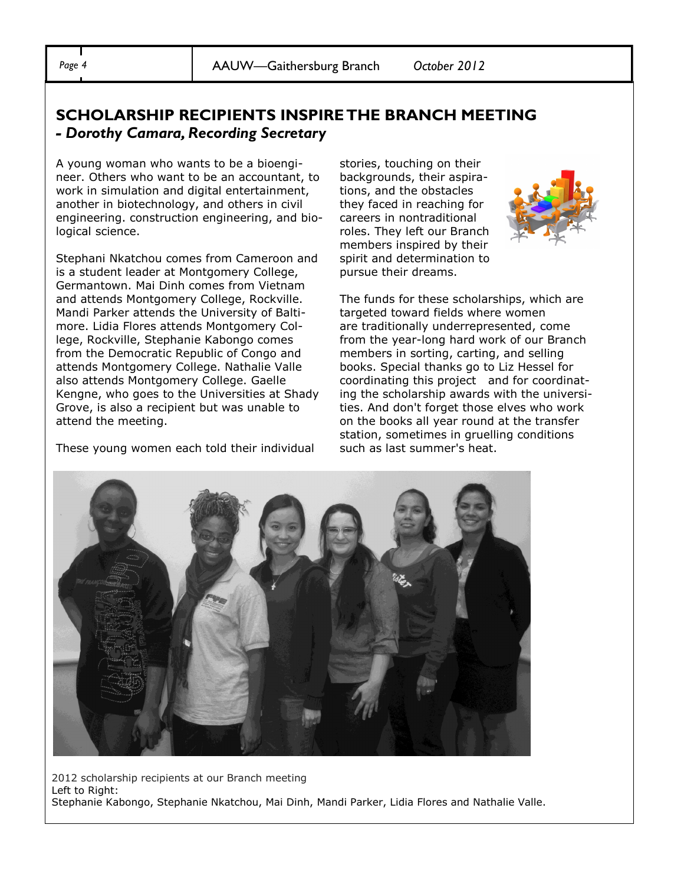## SCHOLARSHIP RECIPIENTS INSPIRE THE BRANCH MEETING
### *- Dorothy Camara, Recording Secretary*

A young woman who wants to be a bioengineer. Others who want to be an accountant, to work in simulation and digital entertainment, another in biotechnology, and others in civil engineering. construction engineering, and biological science.

Stephani Nkatchou comes from Cameroon and is a student leader at Montgomery College, Germantown. Mai Dinh comes from Vietnam and attends Montgomery College, Rockville. Mandi Parker attends the University of Baltimore. Lidia Flores attends Montgomery College, Rockville, Stephanie Kabongo comes from the Democratic Republic of Congo and attends Montgomery College. Nathalie Valle also attends Montgomery College. Gaelle Kengne, who goes to the Universities at Shady Grove, is also a recipient but was unable to attend the meeting.

These young women each told their individual stories, touching on their backgrounds, their aspirations, and the obstacles they faced in reaching for careers in nontraditional roles. They left our Branch members inspired by their spirit and determination to pursue their dreams.

The funds for these scholarships, which are targeted toward fields where women are traditionally underrepresented, come from the year-long hard work of our Branch members in sorting, carting, and selling books. Special thanks go to Liz Hessel for coordinating this project and for coordinating the scholarship awards with the universities. And don't forget those elves who work on the books all year round at the transfer station, sometimes in gruelling conditions such as last summer's heat.

2012 scholarship recipients at our Branch meeting
Left to Right:
Stephanie Kabongo, Stephanie Nkatchou, Mai Dinh, Mandi Parker, Lidia Flores and Nathalie Valle.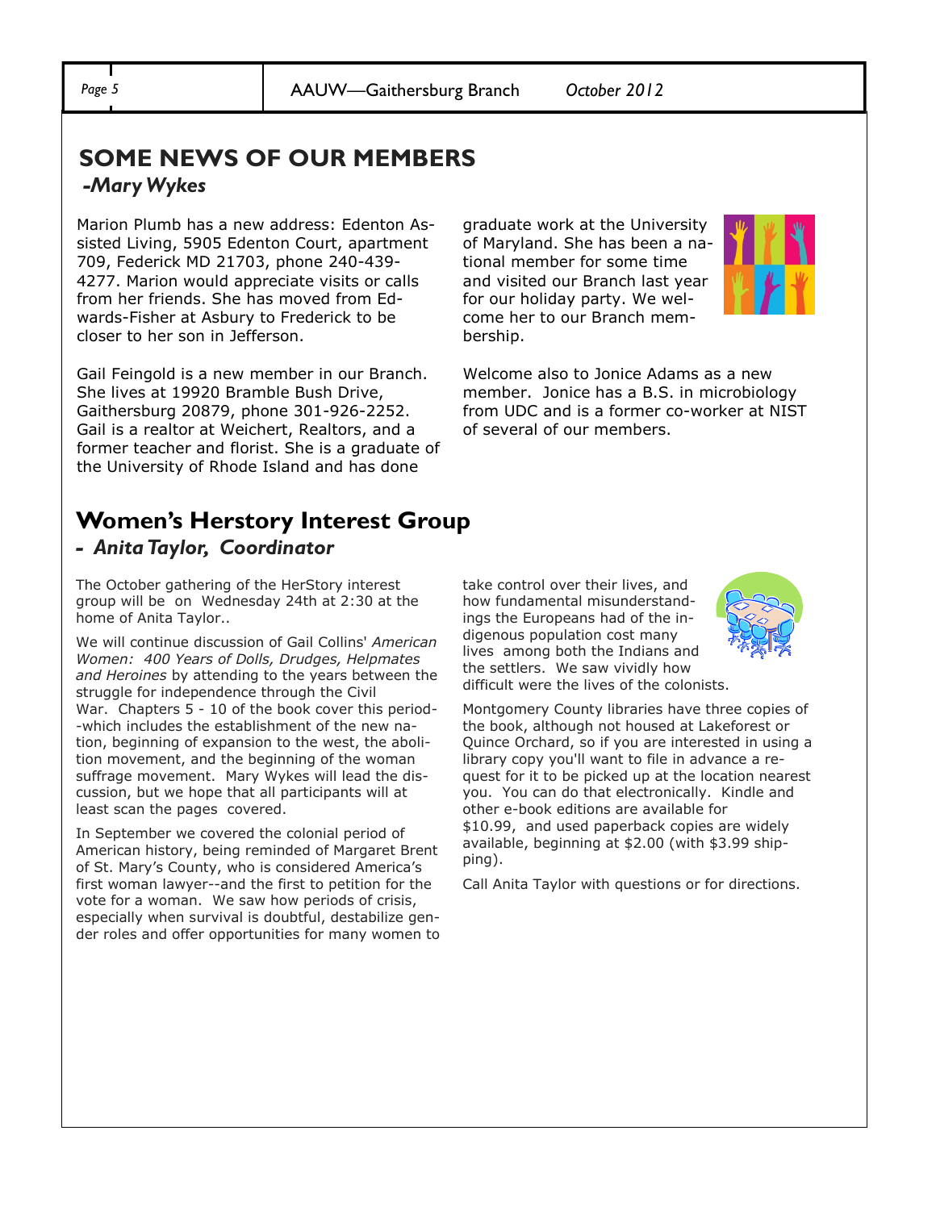## SOME NEWS OF OUR MEMBERS

***-Mary Wykes***

Marion Plumb has a new address: Edenton Assisted Living, 5905 Edenton Court, apartment 709, Federick MD 21703, phone 240-439-4277. Marion would appreciate visits or calls from her friends. She has moved from Edwards-Fisher at Asbury to Frederick to be closer to her son in Jefferson.

Gail Feingold is a new member in our Branch. She lives at 19920 Bramble Bush Drive, Gaithersburg 20879, phone 301-926-2252. Gail is a realtor at Weichert, Realtors, and a former teacher and florist. She is a graduate of the University of Rhode Island and has done graduate work at the University of Maryland. She has been a national member for some time and visited our Branch last year for our holiday party. We welcome her to our Branch membership.

Welcome also to Jonice Adams as a new member. Jonice has a B.S. in microbiology from UDC and is a former co-worker at NIST of several of our members.

## Women's Herstory Interest Group

***- Anita Taylor, Coordinator***

The October gathering of the HerStory interest group will be on Wednesday 24th at 2:30 at the home of Anita Taylor..

We will continue discussion of Gail Collins' *American Women: 400 Years of Dolls, Drudges, Helpmates and Heroines* by attending to the years between the struggle for independence through the Civil War. Chapters 5 - 10 of the book cover this period--which includes the establishment of the new nation, beginning of expansion to the west, the abolition movement, and the beginning of the woman suffrage movement. Mary Wykes will lead the discussion, but we hope that all participants will at least scan the pages covered.

In September we covered the colonial period of American history, being reminded of Margaret Brent of St. Mary's County, who is considered America's first woman lawyer--and the first to petition for the vote for a woman. We saw how periods of crisis, especially when survival is doubtful, destabilize gender roles and offer opportunities for many women to take control over their lives, and how fundamental misunderstandings the Europeans had of the indigenous population cost many lives among both the Indians and the settlers. We saw vividly how difficult were the lives of the colonists.

Montgomery County libraries have three copies of the book, although not housed at Lakeforest or Quince Orchard, so if you are interested in using a library copy you'll want to file in advance a request for it to be picked up at the location nearest you. You can do that electronically. Kindle and other e-book editions are available for $10.99, and used paperback copies are widely available, beginning at $2.00 (with $3.99 shipping).

Call Anita Taylor with questions or for directions.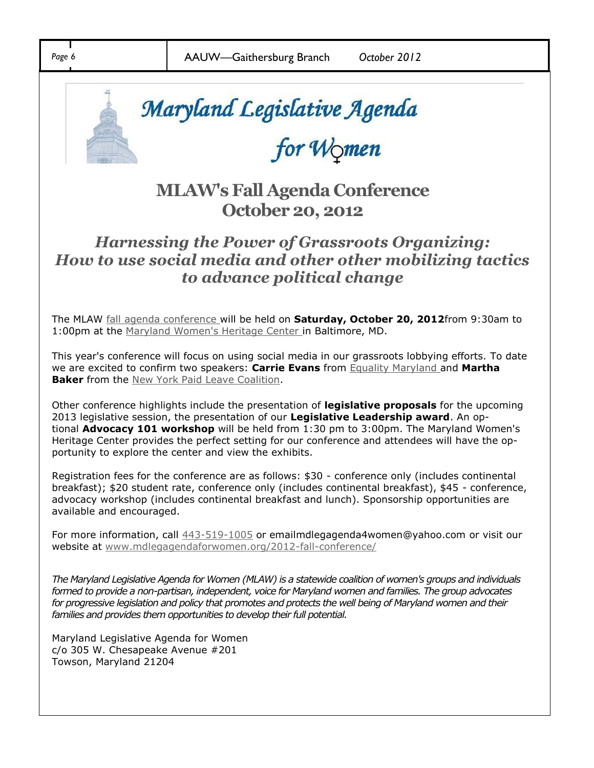# Maryland Legislative Agenda for Women

## MLAW's Fall Agenda Conference October 20, 2012

### *Harnessing the Power of Grassroots Organizing: How to use social media and other other mobilizing tactics to advance political change*

The MLAW fall agenda conference will be held on **Saturday, October 20, 2012**from 9:30am to 1:00pm at the Maryland Women's Heritage Center in Baltimore, MD.

This year's conference will focus on using social media in our grassroots lobbying efforts. To date we are excited to confirm two speakers: **Carrie Evans** from Equality Maryland and **Martha Baker** from the New York Paid Leave Coalition.

Other conference highlights include the presentation of **legislative proposals** for the upcoming 2013 legislative session, the presentation of our **Legislative Leadership award**. An optional **Advocacy 101 workshop** will be held from 1:30 pm to 3:00pm. The Maryland Women's Heritage Center provides the perfect setting for our conference and attendees will have the opportunity to explore the center and view the exhibits.

Registration fees for the conference are as follows: $30 - conference only (includes continental breakfast); $20 student rate, conference only (includes continental breakfast), $45 - conference, advocacy workshop (includes continental breakfast and lunch). Sponsorship opportunities are available and encouraged.

For more information, call 443-519-1005 or emailmdlegagenda4women@yahoo.com or visit our website at www.mdlegagendaforwomen.org/2012-fall-conference/

*The Maryland Legislative Agenda for Women (MLAW) is a statewide coalition of women's groups and individuals formed to provide a non-partisan, independent, voice for Maryland women and families. The group advocates for progressive legislation and policy that promotes and protects the well being of Maryland women and their families and provides them opportunities to develop their full potential.*

Maryland Legislative Agenda for Women
c/o 305 W. Chesapeake Avenue #201
Towson, Maryland 21204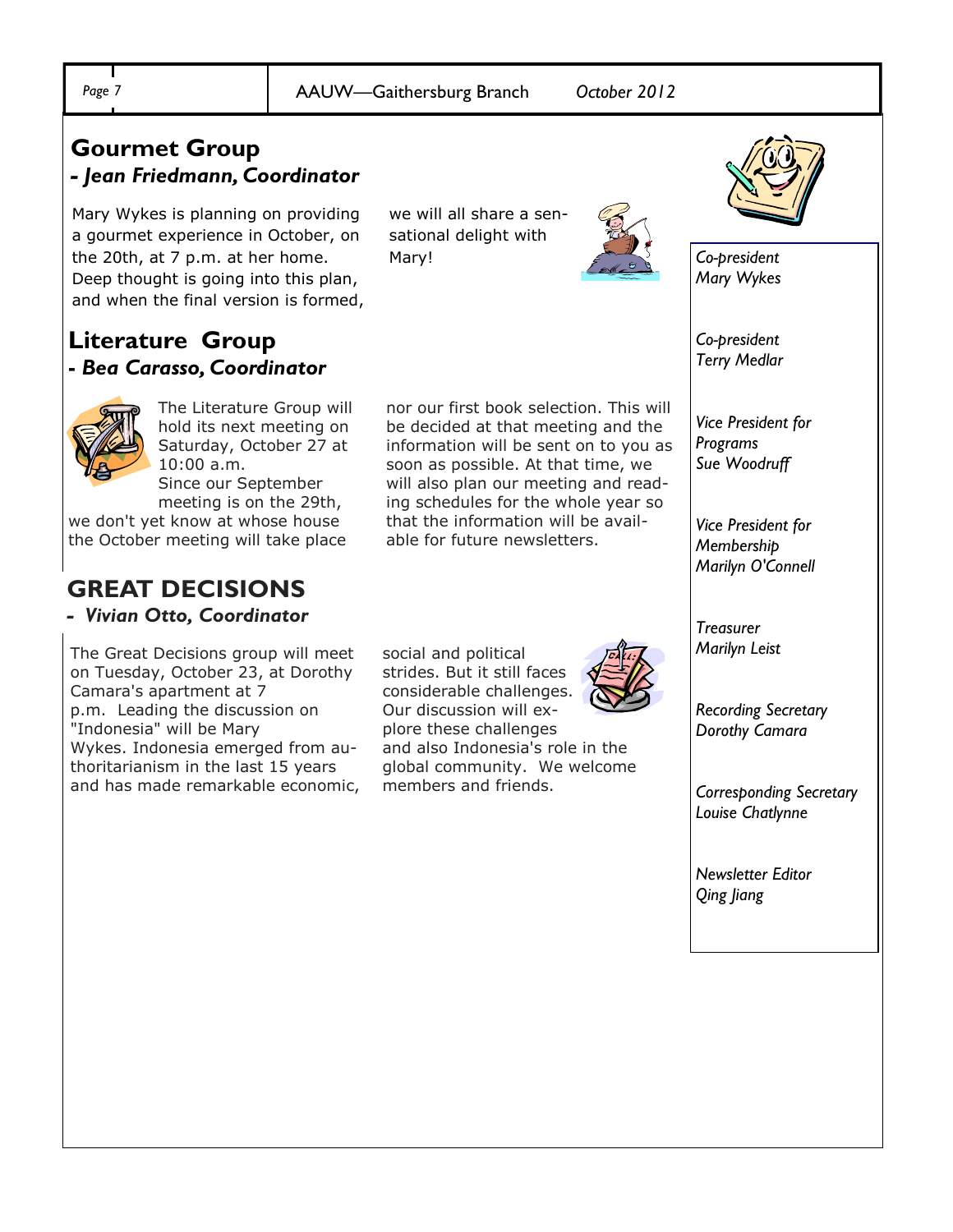## Gourmet Group

### *- Jean Friedmann, Coordinator*

Mary Wykes is planning on providing a gourmet experience in October, on the 20th, at 7 p.m. at her home. Deep thought is going into this plan, and when the final version is formed, we will all share a sensational delight with Mary!

## Literature Group

### *- Bea Carasso, Coordinator*

The Literature Group will hold its next meeting on Saturday, October 27 at 10:00 a.m. Since our September meeting is on the 29th, we don't yet know at whose house the October meeting will take place nor our first book selection. This will be decided at that meeting and the information will be sent on to you as soon as possible. At that time, we will also plan our meeting and reading schedules for the whole year so that the information will be available for future newsletters.

## GREAT DECISIONS

### *- Vivian Otto, Coordinator*

The Great Decisions group will meet on Tuesday, October 23, at Dorothy Camara's apartment at 7 p.m. Leading the discussion on "Indonesia" will be Mary Wykes. Indonesia emerged from authoritarianism in the last 15 years and has made remarkable economic, social and political strides. But it still faces considerable challenges. Our discussion will explore these challenges and also Indonesia's role in the global community. We welcome members and friends.

---

*Co-president*
*Mary Wykes*

*Co-president*
*Terry Medlar*

*Vice President for Programs*
*Sue Woodruff*

*Vice President for Membership*
*Marilyn O'Connell*

*Treasurer*
*Marilyn Leist*

*Recording Secretary*
*Dorothy Camara*

*Corresponding Secretary*
*Louise Chatlynne*

*Newsletter Editor*
*Qing Jiang*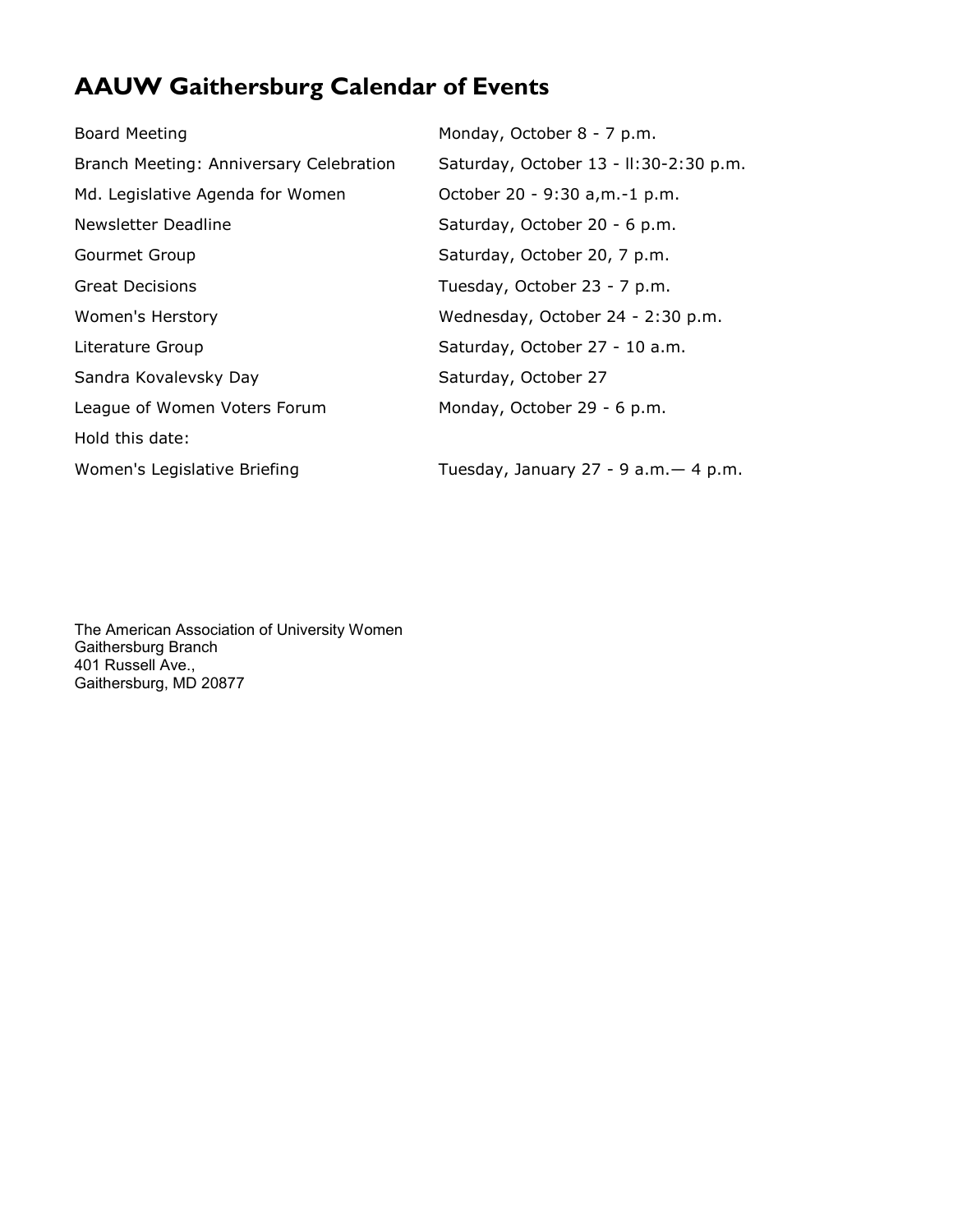# AAUW Gaithersburg Calendar of Events

| | |
|---|---|
| Board Meeting | Monday, October 8 - 7 p.m. |
| Branch Meeting: Anniversary Celebration | Saturday, October 13 - ll:30-2:30 p.m. |
| Md. Legislative Agenda for Women | October 20 - 9:30 a,m.-1 p.m. |
| Newsletter Deadline | Saturday, October 20 - 6 p.m. |
| Gourmet Group | Saturday, October 20, 7 p.m. |
| Great Decisions | Tuesday, October 23 - 7 p.m. |
| Women's Herstory | Wednesday, October 24 - 2:30 p.m. |
| Literature Group | Saturday, October 27 - 10 a.m. |
| Sandra Kovalevsky Day | Saturday, October 27 |
| League of Women Voters Forum | Monday, October 29 - 6 p.m. |
| Hold this date: | |
| Women's Legislative Briefing | Tuesday, January 27 - 9 a.m.— 4 p.m. |

The American Association of University Women
Gaithersburg Branch
401 Russell Ave.,
Gaithersburg, MD 20877